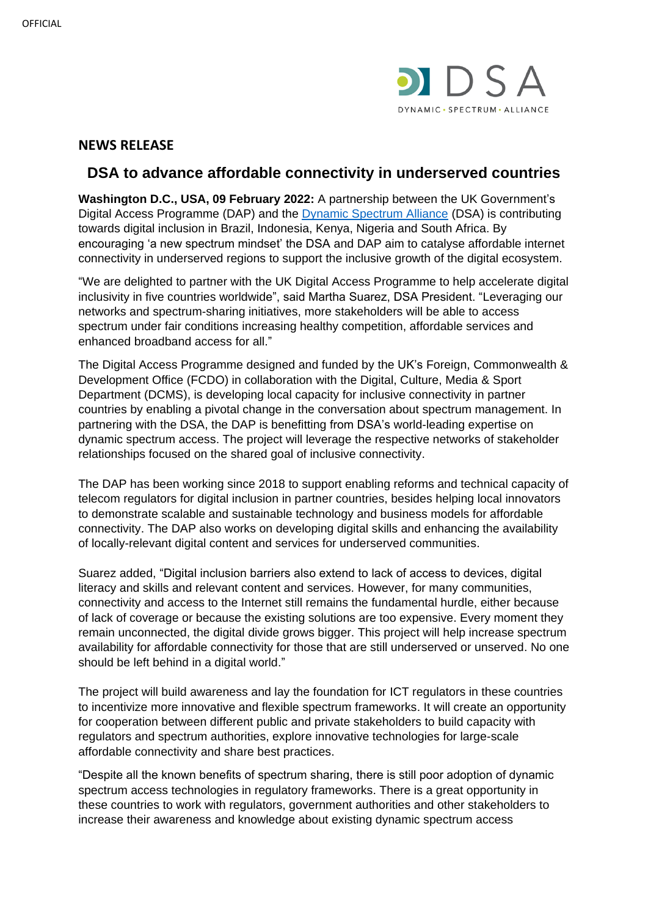## NEWS RELEASE

# DSA to advance affordable connectivity in underserved countries

**Washington D.C., USA, 09 February 2022:** A partnership between the UK Government's Digital Access Programme (DAP) and the [Dynamic Spectrum Alliance](https://dynamicspectrumalliance.org) (DSA) is contributing towards digital inclusion in Brazil, Indonesia, Kenya, Nigeria and South Africa. By encouraging 'a new spectrum mindset' the DSA and DAP aim to catalyse affordable internet connectivity in underserved regions to support the inclusive growth of the digital ecosystem.

"We are delighted to partner with the UK Digital Access Programme to help accelerate digital inclusivity in five countries worldwide", said Martha Suarez, DSA President. "Leveraging our networks and spectrum-sharing initiatives, more stakeholders will be able to access spectrum under fair conditions increasing healthy competition, affordable services and enhanced broadband access for all."

The Digital Access Programme designed and funded by the UK's Foreign, Commonwealth & Development Office (FCDO) in collaboration with the Digital, Culture, Media & Sport Department (DCMS), is developing local capacity for inclusive connectivity in partner countries by enabling a pivotal change in the conversation about spectrum management. In partnering with the DSA, the DAP is benefitting from DSA's world-leading expertise on dynamic spectrum access. The project will leverage the respective networks of stakeholder relationships focused on the shared goal of inclusive connectivity.

The DAP has been working since 2018 to support enabling reforms and technical capacity of telecom regulators for digital inclusion in partner countries, besides helping local innovators to demonstrate scalable and sustainable technology and business models for affordable connectivity. The DAP also works on developing digital skills and enhancing the availability of locally-relevant digital content and services for underserved communities.

Suarez added, "Digital inclusion barriers also extend to lack of access to devices, digital literacy and skills and relevant content and services. However, for many communities, connectivity and access to the Internet still remains the fundamental hurdle, either because of lack of coverage or because the existing solutions are too expensive. Every moment they remain unconnected, the digital divide grows bigger. This project will help increase spectrum availability for affordable connectivity for those that are still underserved or unserved. No one should be left behind in a digital world."

The project will build awareness and lay the foundation for ICT regulators in these countries to incentivize more innovative and flexible spectrum frameworks. It will create an opportunity for cooperation between different public and private stakeholders to build capacity with regulators and spectrum authorities, explore innovative technologies for large-scale affordable connectivity and share best practices.

"Despite all the known benefits of spectrum sharing, there is still poor adoption of dynamic spectrum access technologies in regulatory frameworks. There is a great opportunity in these countries to work with regulators, government authorities and other stakeholders to increase their awareness and knowledge about existing dynamic spectrum access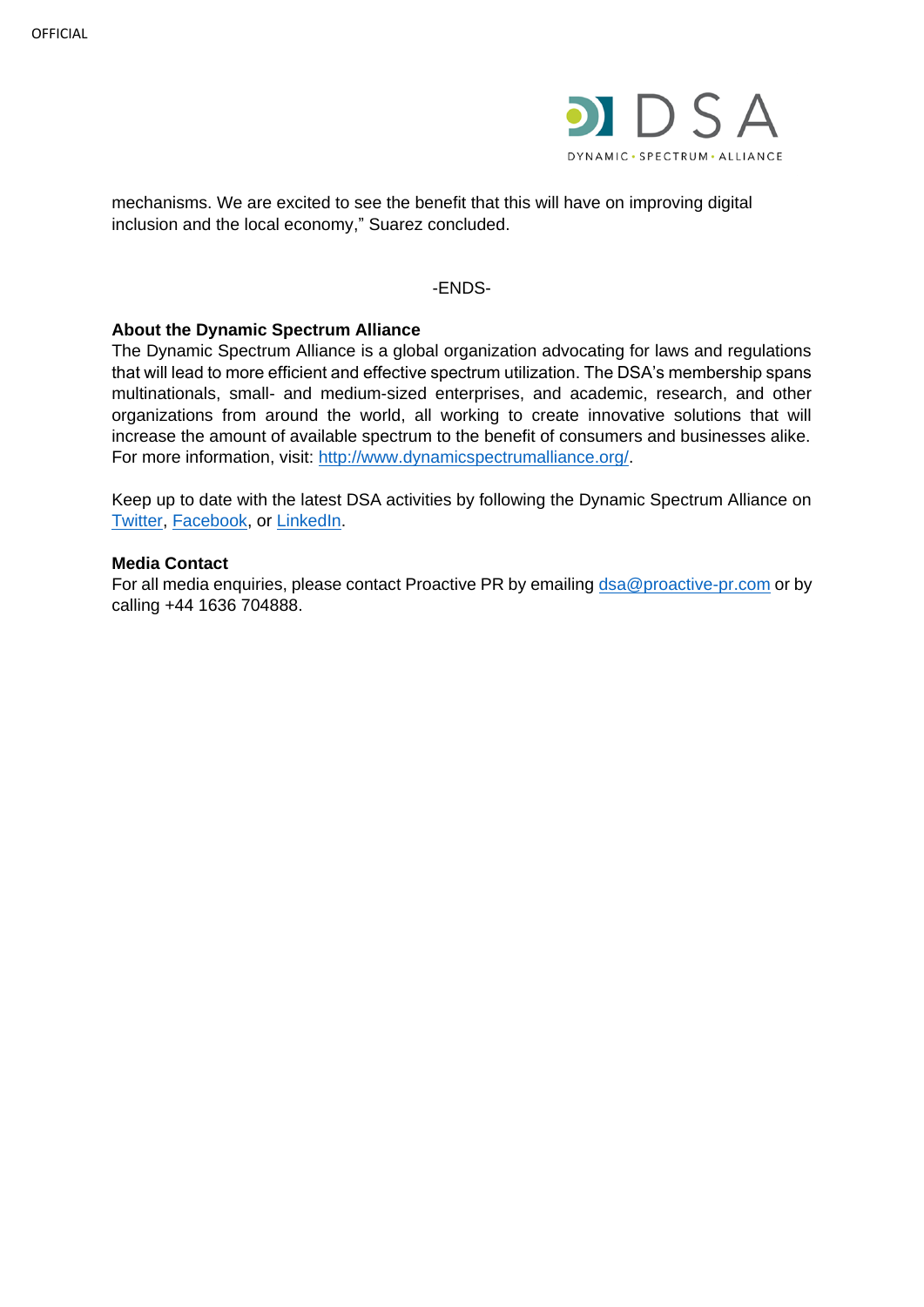mechanisms. We are excited to see the benefit that this will have on improving digital inclusion and the local economy," Suarez concluded.

-ENDS-

**About the Dynamic Spectrum Alliance**
The Dynamic Spectrum Alliance is a global organization advocating for laws and regulations that will lead to more efficient and effective spectrum utilization. The DSA's membership spans multinationals, small- and medium-sized enterprises, and academic, research, and other organizations from around the world, all working to create innovative solutions that will increase the amount of available spectrum to the benefit of consumers and businesses alike. For more information, visit: [http://www.dynamicspectrumalliance.org/](http://www.dynamicspectrumalliance.org/).

Keep up to date with the latest DSA activities by following the Dynamic Spectrum Alliance on Twitter, Facebook, or LinkedIn.

**Media Contact**
For all media enquiries, please contact Proactive PR by emailing dsa@proactive-pr.com or by calling +44 1636 704888.